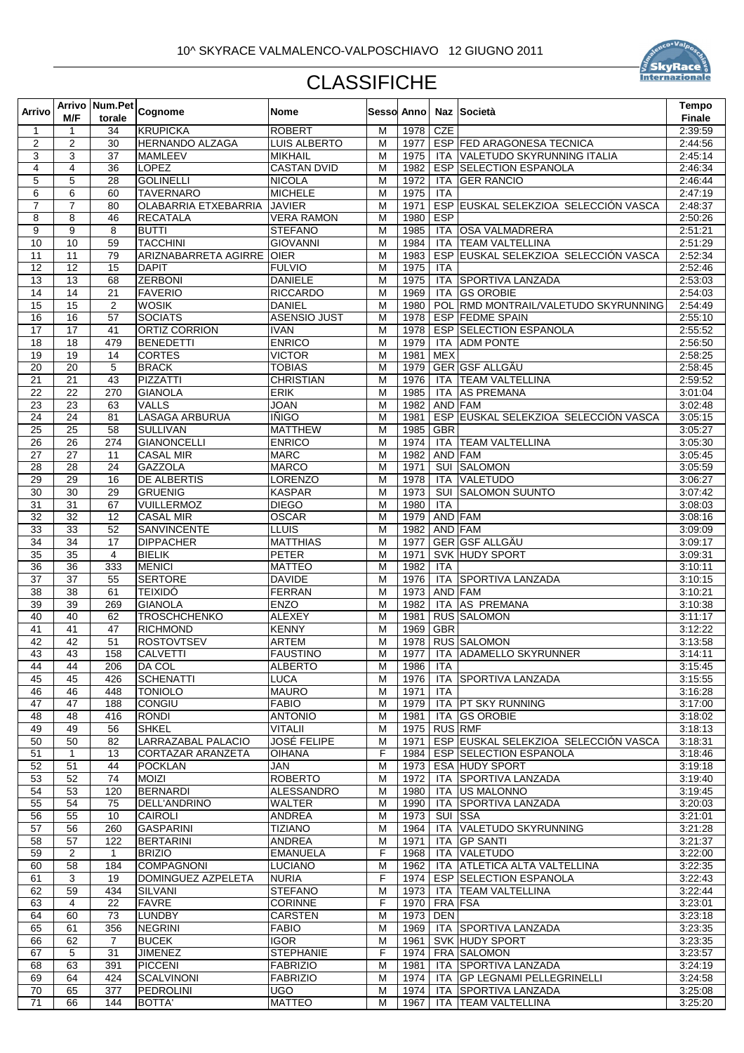10^ SKYRACE VALMALENCO-VALPOSCHIAVO 12 GIUGNO 2011

# CLASSIFICHE

| Arrivo | Arrivo M/F | Num.Pettorale | Cognome | Nome | Sesso | Anno | Naz | Società | Tempo Finale |
|---|---|---|---|---|---|---|---|---|---|
| 1 | 1 | 34 | KRUPICKA | ROBERT | M | 1978 | CZE | | 2:39:59 |
| 2 | 2 | 30 | HERNANDO ALZAGA | LUIS ALBERTO | M | 1977 | ESP | FED ARAGONESA TECNICA | 2:44:56 |
| 3 | 3 | 37 | MAMLEEV | MIKHAIL | M | 1975 | ITA | VALETUDO SKYRUNNING ITALIA | 2:45:14 |
| 4 | 4 | 36 | LOPEZ | CASTAN DVID | M | 1982 | ESP | SELECTION ESPAÑOLA | 2:46:34 |
| 5 | 5 | 28 | GOLINELLI | NICOLA | M | 1972 | ITA | GER RANCIO | 2:46:44 |
| 6 | 6 | 60 | TAVERNARO | MICHELE | M | 1975 | ITA | | 2:47:19 |
| 7 | 7 | 80 | OLABARRIA ETXEBARRIA | JAVIER | M | 1971 | ESP | EUSKAL SELEKZIOA SELECCIÓN VASCA | 2:48:37 |
| 8 | 8 | 46 | RECATALA | VERA RAMON | M | 1980 | ESP | | 2:50:26 |
| 9 | 9 | 8 | BUTTI | STEFANO | M | 1985 | ITA | OSA VALMADRERA | 2:51:21 |
| 10 | 10 | 59 | TACCHINI | GIOVANNI | M | 1984 | ITA | TEAM VALTELLINA | 2:51:29 |
| 11 | 11 | 79 | ARIZNABARRETA AGIRRE | OIER | M | 1983 | ESP | EUSKAL SELEKZIOA SELECCIÓN VASCA | 2:52:34 |
| 12 | 12 | 15 | DAPIT | FULVIO | M | 1975 | ITA | | 2:52:46 |
| 13 | 13 | 68 | ZERBONI | DANIELE | M | 1975 | ITA | SPORTIVA LANZADA | 2:53:03 |
| 14 | 14 | 21 | FAVERIO | RICCARDO | M | 1969 | ITA | GS OROBIE | 2:54:03 |
| 15 | 15 | 2 | WOSIK | DANIEL | M | 1980 | POL | RMD MONTRAIL/VALETUDO SKYRUNNING | 2:54:49 |
| 16 | 16 | 57 | SOCIATS | ASENSIO JUST | M | 1978 | ESP | FEDME SPAIN | 2:55:10 |
| 17 | 17 | 41 | ORTIZ CORRION | IVAN | M | 1978 | ESP | SELECTION ESPAÑOLA | 2:55:52 |
| 18 | 18 | 479 | BENEDETTI | ENRICO | M | 1979 | ITA | ADM PONTE | 2:56:50 |
| 19 | 19 | 14 | CORTES | VICTOR | M | 1981 | MEX | | 2:58:25 |
| 20 | 20 | 5 | BRACK | TOBIAS | M | 1979 | GER | GSF ALLGÄU | 2:58:45 |
| 21 | 21 | 43 | PIZZATTI | CHRISTIAN | M | 1976 | ITA | TEAM VALTELLINA | 2:59:52 |
| 22 | 22 | 270 | GIANOLA | ERIK | M | 1985 | ITA | AS PREMANA | 3:01:04 |
| 23 | 23 | 63 | VALLS | JOAN | M | 1982 | AND | FAM | 3:02:48 |
| 24 | 24 | 81 | LASAGA ARBURUA | IÑIGO | M | 1981 | ESP | EUSKAL SELEKZIOA SELECCIÓN VASCA | 3:05:15 |
| 25 | 25 | 58 | SULLIVAN | MATTHEW | M | 1985 | GBR | | 3:05:27 |
| 26 | 26 | 274 | GIANONCELLI | ENRICO | M | 1974 | ITA | TEAM VALTELLINA | 3:05:30 |
| 27 | 27 | 11 | CASAL MIR | MARC | M | 1982 | AND | FAM | 3:05:45 |
| 28 | 28 | 24 | GAZZOLA | MARCO | M | 1971 | SUI | SALOMON | 3:05:59 |
| 29 | 29 | 16 | DE ALBERTIS | LORENZO | M | 1978 | ITA | VALETUDO | 3:06:27 |
| 30 | 30 | 29 | GRUENIG | KASPAR | M | 1973 | SUI | SALOMON SUUNTO | 3:07:42 |
| 31 | 31 | 67 | VUILLERMOZ | DIEGO | M | 1980 | ITA | | 3:08:03 |
| 32 | 32 | 12 | CASAL MIR | OSCAR | M | 1979 | AND | FAM | 3:08:16 |
| 33 | 33 | 52 | SANVINCENTE | LLUIS | M | 1982 | AND | FAM | 3:09:09 |
| 34 | 34 | 17 | DIPPACHER | MATTHIAS | M | 1977 | GER | GSF ALLGÄU | 3:09:17 |
| 35 | 35 | 4 | BIELIK | PETER | M | 1971 | SVK | HUDY SPORT | 3:09:31 |
| 36 | 36 | 333 | MENICI | MATTEO | M | 1982 | ITA | | 3:10:11 |
| 37 | 37 | 55 | SERTORE | DAVIDE | M | 1976 | ITA | SPORTIVA LANZADA | 3:10:15 |
| 38 | 38 | 61 | TEIXIDÓ | FERRAN | M | 1973 | AND | FAM | 3:10:21 |
| 39 | 39 | 269 | GIANOLA | ENZO | M | 1982 | ITA | AS PREMANA | 3:10:38 |
| 40 | 40 | 62 | TROSCHCHENKO | ALEXEY | M | 1981 | RUS | SALOMON | 3:11:17 |
| 41 | 41 | 47 | RICHMOND | KENNY | M | 1969 | GBR | | 3:12:22 |
| 42 | 42 | 51 | ROSTOVTSEV | ARTEM | M | 1978 | RUS | SALOMON | 3:13:58 |
| 43 | 43 | 158 | CALVETTI | FAUSTINO | M | 1977 | ITA | ADAMELLO SKYRUNNER | 3:14:11 |
| 44 | 44 | 206 | DA COL | ALBERTO | M | 1986 | ITA | | 3:15:45 |
| 45 | 45 | 426 | SCHENATTI | LUCA | M | 1976 | ITA | SPORTIVA LANZADA | 3:15:55 |
| 46 | 46 | 448 | TONIOLO | MAURO | M | 1971 | ITA | | 3:16:28 |
| 47 | 47 | 188 | CONGIU | FABIO | M | 1979 | ITA | PT SKY RUNNING | 3:17:00 |
| 48 | 48 | 416 | RONDI | ANTONIO | M | 1981 | ITA | GS OROBIE | 3:18:02 |
| 49 | 49 | 56 | SHKEL | VITALII | M | 1975 | RUS | RMF | 3:18:13 |
| 50 | 50 | 82 | LARRAZABAL PALACIO | JOSÉ FELIPE | M | 1971 | ESP | EUSKAL SELEKZIOA SELECCIÓN VASCA | 3:18:31 |
| 51 | 1 | 13 | CORTAZAR ARANZETA | OIHANA | F | 1984 | ESP | SELECTION ESPAÑOLA | 3:18:46 |
| 52 | 51 | 44 | POCKLAN | JAN | M | 1973 | ESA | HUDY SPORT | 3:19:18 |
| 53 | 52 | 74 | MOIZI | ROBERTO | M | 1972 | ITA | SPORTIVA LANZADA | 3:19:40 |
| 54 | 53 | 120 | BERNARDI | ALESSANDRO | M | 1980 | ITA | US MALONNO | 3:19:45 |
| 55 | 54 | 75 | DELL'ANDRINO | WALTER | M | 1990 | ITA | SPORTIVA LANZADA | 3:20:03 |
| 56 | 55 | 10 | CAIROLI | ANDREA | M | 1973 | SUI | SSA | 3:21:01 |
| 57 | 56 | 260 | GASPARINI | TIZIANO | M | 1964 | ITA | VALETUDO SKYRUNNING | 3:21:28 |
| 58 | 57 | 122 | BERTARINI | ANDREA | M | 1971 | ITA | GP SANTI | 3:21:37 |
| 59 | 2 | 1 | BRIZIO | EMANUELA | F | 1968 | ITA | VALETUDO | 3:22:00 |
| 60 | 58 | 184 | COMPAGNONI | LUCIANO | M | 1962 | ITA | ATLETICA ALTA VALTELLINA | 3:22:35 |
| 61 | 3 | 19 | DOMINGUEZ AZPELETA | NURIA | F | 1974 | ESP | SELECTION ESPAÑOLA | 3:22:43 |
| 62 | 59 | 434 | SILVANI | STEFANO | M | 1973 | ITA | TEAM VALTELLINA | 3:22:44 |
| 63 | 4 | 22 | FAVRE | CORINNE | F | 1970 | FRA | FSA | 3:23:01 |
| 64 | 60 | 73 | LUNDBY | CARSTEN | M | 1973 | DEN | | 3:23:18 |
| 65 | 61 | 356 | NEGRINI | FABIO | M | 1969 | ITA | SPORTIVA LANZADA | 3:23:35 |
| 66 | 62 | 7 | BUCEK | IGOR | M | 1961 | SVK | HUDY SPORT | 3:23:35 |
| 67 | 5 | 31 | JIMENEZ | STEPHANIE | F | 1974 | FRA | SALOMON | 3:23:57 |
| 68 | 63 | 391 | PICCENI | FABRIZIO | M | 1981 | ITA | SPORTIVA LANZADA | 3:24:19 |
| 69 | 64 | 424 | SCALVINONI | FABRIZIO | M | 1974 | ITA | GP LEGNAMI PELLEGRINELLI | 3:24:58 |
| 70 | 65 | 377 | PEDROLINI | UGO | M | 1974 | ITA | SPORTIVA LANZADA | 3:25:08 |
| 71 | 66 | 144 | BOTTA' | MATTEO | M | 1967 | ITA | TEAM VALTELLINA | 3:25:20 |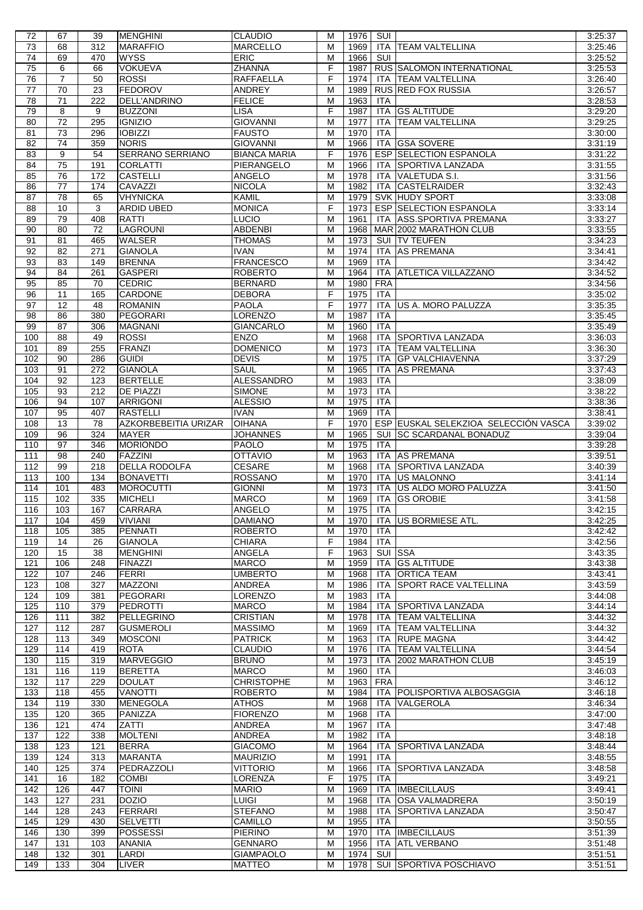| 72 | 67 | 39 | MENGHINI | CLAUDIO | M | 1976 | SUI | | 3:25:37 |
|---|---|---|---|---|---|---|---|---|---|
| 73 | 68 | 312 | MARAFFIO | MARCELLO | M | 1969 | ITA | TEAM VALTELLINA | 3:25:46 |
| 74 | 69 | 470 | WYSS | ERIC | M | 1966 | SUI | | 3:25:52 |
| 75 | 6 | 66 | VOKUEVA | ZHANNA | F | 1987 | RUS | SALOMON INTERNATIONAL | 3:25:53 |
| 76 | 7 | 50 | ROSSI | RAFFAELLA | F | 1974 | ITA | TEAM VALTELLINA | 3:26:40 |
| 77 | 70 | 23 | FEDOROV | ANDREY | M | 1989 | RUS | RED FOX RUSSIA | 3:26:57 |
| 78 | 71 | 222 | DELL'ANDRINO | FELICE | M | 1963 | ITA | | 3:28:53 |
| 79 | 8 | 9 | BUZZONI | LISA | F | 1987 | ITA | GS ALTITUDE | 3:29:20 |
| 80 | 72 | 295 | IGNIZIO | GIOVANNI | M | 1977 | ITA | TEAM VALTELLINA | 3:29:25 |
| 81 | 73 | 296 | IOBIZZI | FAUSTO | M | 1970 | ITA | | 3:30:00 |
| 82 | 74 | 359 | NORIS | GIOVANNI | M | 1966 | ITA | GSA SOVERE | 3:31:19 |
| 83 | 9 | 54 | SERRANO SERRIANO | BIANCA MARIA | F | 1976 | ESP | SELECTION ESPANOLA | 3:31:22 |
| 84 | 75 | 191 | CORLATTI | PIERANGELO | M | 1966 | ITA | SPORTIVA LANZADA | 3:31:55 |
| 85 | 76 | 172 | CASTELLI | ANGELO | M | 1978 | ITA | VALETUDA S.I. | 3:31:56 |
| 86 | 77 | 174 | CAVAZZI | NICOLA | M | 1982 | ITA | CASTELRAIDER | 3:32:43 |
| 87 | 78 | 65 | VHYNICKA | KAMIL | M | 1979 | SVK | HUDY SPORT | 3:33:08 |
| 88 | 10 | 3 | ARDID UBED | MONICA | F | 1973 | ESP | SELECTION ESPANOLA | 3:33:14 |
| 89 | 79 | 408 | RATTI | LUCIO | M | 1961 | ITA | ASS.SPORTIVA PREMANA | 3:33:27 |
| 90 | 80 | 72 | LAGROUNI | ABDENBI | M | 1968 | MAR | 2002 MARATHON CLUB | 3:33:55 |
| 91 | 81 | 465 | WALSER | THOMAS | M | 1973 | SUI | TV TEUFEN | 3:34:23 |
| 92 | 82 | 271 | GIANOLA | IVAN | M | 1974 | ITA | AS PREMANA | 3:34:41 |
| 93 | 83 | 149 | BRENNA | FRANCESCO | M | 1969 | ITA | | 3:34:42 |
| 94 | 84 | 261 | GASPERI | ROBERTO | M | 1964 | ITA | ATLETICA VILLAZZANO | 3:34:52 |
| 95 | 85 | 70 | CEDRIC | BERNARD | M | 1980 | FRA | | 3:34:56 |
| 96 | 11 | 165 | CARDONE | DEBORA | F | 1975 | ITA | | 3:35:02 |
| 97 | 12 | 48 | ROMANIN | PAOLA | F | 1977 | ITA | US A. MORO PALUZZA | 3:35:35 |
| 98 | 86 | 380 | PEGORARI | LORENZO | M | 1987 | ITA | | 3:35:45 |
| 99 | 87 | 306 | MAGNANI | GIANCARLO | M | 1960 | ITA | | 3:35:49 |
| 100 | 88 | 49 | ROSSI | ENZO | M | 1968 | ITA | SPORTIVA LANZADA | 3:36:03 |
| 101 | 89 | 255 | FRANZI | DOMENICO | M | 1973 | ITA | TEAM VALTELLINA | 3:36:30 |
| 102 | 90 | 286 | GUIDI | DEVIS | M | 1975 | ITA | GP VALCHIAVENNA | 3:37:29 |
| 103 | 91 | 272 | GIANOLA | SAUL | M | 1965 | ITA | AS PREMANA | 3:37:43 |
| 104 | 92 | 123 | BERTELLE | ALESSANDRO | M | 1983 | ITA | | 3:38:09 |
| 105 | 93 | 212 | DE PIAZZI | SIMONE | M | 1973 | ITA | | 3:38:22 |
| 106 | 94 | 107 | ARRIGONI | ALESSIO | M | 1975 | ITA | | 3:38:36 |
| 107 | 95 | 407 | RASTELLI | IVAN | M | 1969 | ITA | | 3:38:41 |
| 108 | 13 | 78 | AZKORBEBEITIA URIZAR | OIHANA | F | 1970 | ESP | EUSKAL SELEKZIOA SELECCIÓN VASCA | 3:39:02 |
| 109 | 96 | 324 | MAYER | JOHANNES | M | 1965 | SUI | SC SCARDANAL BONADUZ | 3:39:04 |
| 110 | 97 | 346 | MORIONDO | PAOLO | M | 1975 | ITA | | 3:39:28 |
| 111 | 98 | 240 | FAZZINI | OTTAVIO | M | 1963 | ITA | AS PREMANA | 3:39:51 |
| 112 | 99 | 218 | DELLA RODOLFA | CESARE | M | 1968 | ITA | SPORTIVA LANZADA | 3:40:39 |
| 113 | 100 | 134 | BONAVETTI | ROSSANO | M | 1970 | ITA | US MALONNO | 3:41:14 |
| 114 | 101 | 483 | MOROCUTTI | GIONNI | M | 1973 | ITA | US ALDO MORO PALUZZA | 3:41:50 |
| 115 | 102 | 335 | MICHELI | MARCO | M | 1969 | ITA | GS OROBIE | 3:41:58 |
| 116 | 103 | 167 | CARRARA | ANGELO | M | 1975 | ITA | | 3:42:15 |
| 117 | 104 | 459 | VIVIANI | DAMIANO | M | 1970 | ITA | US BORMIESE ATL. | 3:42:25 |
| 118 | 105 | 385 | PENNATI | ROBERTO | M | 1970 | ITA | | 3:42:42 |
| 119 | 14 | 26 | GIANOLA | CHIARA | F | 1984 | ITA | | 3:42:56 |
| 120 | 15 | 38 | MENGHINI | ANGELA | F | 1963 | SUI | SSA | 3:43:35 |
| 121 | 106 | 248 | FINAZZI | MARCO | M | 1959 | ITA | GS ALTITUDE | 3:43:38 |
| 122 | 107 | 246 | FERRI | UMBERTO | M | 1968 | ITA | ORTICA TEAM | 3:43:41 |
| 123 | 108 | 327 | MAZZONI | ANDREA | M | 1986 | ITA | SPORT RACE VALTELLINA | 3:43:59 |
| 124 | 109 | 381 | PEGORARI | LORENZO | M | 1983 | ITA | | 3:44:08 |
| 125 | 110 | 379 | PEDROTTI | MARCO | M | 1984 | ITA | SPORTIVA LANZADA | 3:44:14 |
| 126 | 111 | 382 | PELLEGRINO | CRISTIAN | M | 1978 | ITA | TEAM VALTELLINA | 3:44:32 |
| 127 | 112 | 287 | GUSMEROLI | MASSIMO | M | 1969 | ITA | TEAM VALTELLINA | 3:44:32 |
| 128 | 113 | 349 | MOSCONI | PATRICK | M | 1963 | ITA | RUPE MAGNA | 3:44:42 |
| 129 | 114 | 419 | ROTA | CLAUDIO | M | 1976 | ITA | TEAM VALTELLINA | 3:44:54 |
| 130 | 115 | 319 | MARVEGGIO | BRUNO | M | 1973 | ITA | 2002 MARATHON CLUB | 3:45:19 |
| 131 | 116 | 119 | BERETTA | MARCO | M | 1960 | ITA | | 3:46:03 |
| 132 | 117 | 229 | DOULAT | CHRISTOPHE | M | 1963 | FRA | | 3:46:12 |
| 133 | 118 | 455 | VANOTTI | ROBERTO | M | 1984 | ITA | POLISPORTIVA ALBOSAGGIA | 3:46:18 |
| 134 | 119 | 330 | MENEGOLA | ATHOS | M | 1968 | ITA | VALGEROLA | 3:46:34 |
| 135 | 120 | 365 | PANIZZA | FIORENZO | M | 1968 | ITA | | 3:47:00 |
| 136 | 121 | 474 | ZATTI | ANDREA | M | 1967 | ITA | | 3:47:48 |
| 137 | 122 | 338 | MOLTENI | ANDREA | M | 1982 | ITA | | 3:48:18 |
| 138 | 123 | 121 | BERRA | GIACOMO | M | 1964 | ITA | SPORTIVA LANZADA | 3:48:44 |
| 139 | 124 | 313 | MARANTA | MAURIZIO | M | 1991 | ITA | | 3:48:55 |
| 140 | 125 | 374 | PEDRAZZOLI | VITTORIO | M | 1966 | ITA | SPORTIVA LANZADA | 3:48:58 |
| 141 | 16 | 182 | COMBI | LORENZA | F | 1975 | ITA | | 3:49:21 |
| 142 | 126 | 447 | TOINI | MARIO | M | 1969 | ITA | IMBECILLAUS | 3:49:41 |
| 143 | 127 | 231 | DOZIO | LUIGI | M | 1968 | ITA | OSA VALMADRERA | 3:50:19 |
| 144 | 128 | 243 | FERRARI | STEFANO | M | 1988 | ITA | SPORTIVA LANZADA | 3:50:47 |
| 145 | 129 | 430 | SELVETTI | CAMILLO | M | 1955 | ITA | | 3:50:55 |
| 146 | 130 | 399 | POSSESSI | PIERINO | M | 1970 | ITA | IMBECILLAUS | 3:51:39 |
| 147 | 131 | 103 | ANANIA | GENNARO | M | 1956 | ITA | ATL VERBANO | 3:51:48 |
| 148 | 132 | 301 | LARDI | GIAMPAOLO | M | 1974 | SUI | | 3:51:51 |
| 149 | 133 | 304 | LIVER | MATTEO | M | 1978 | SUI | SPORTIVA POSCHIAVO | 3:51:51 |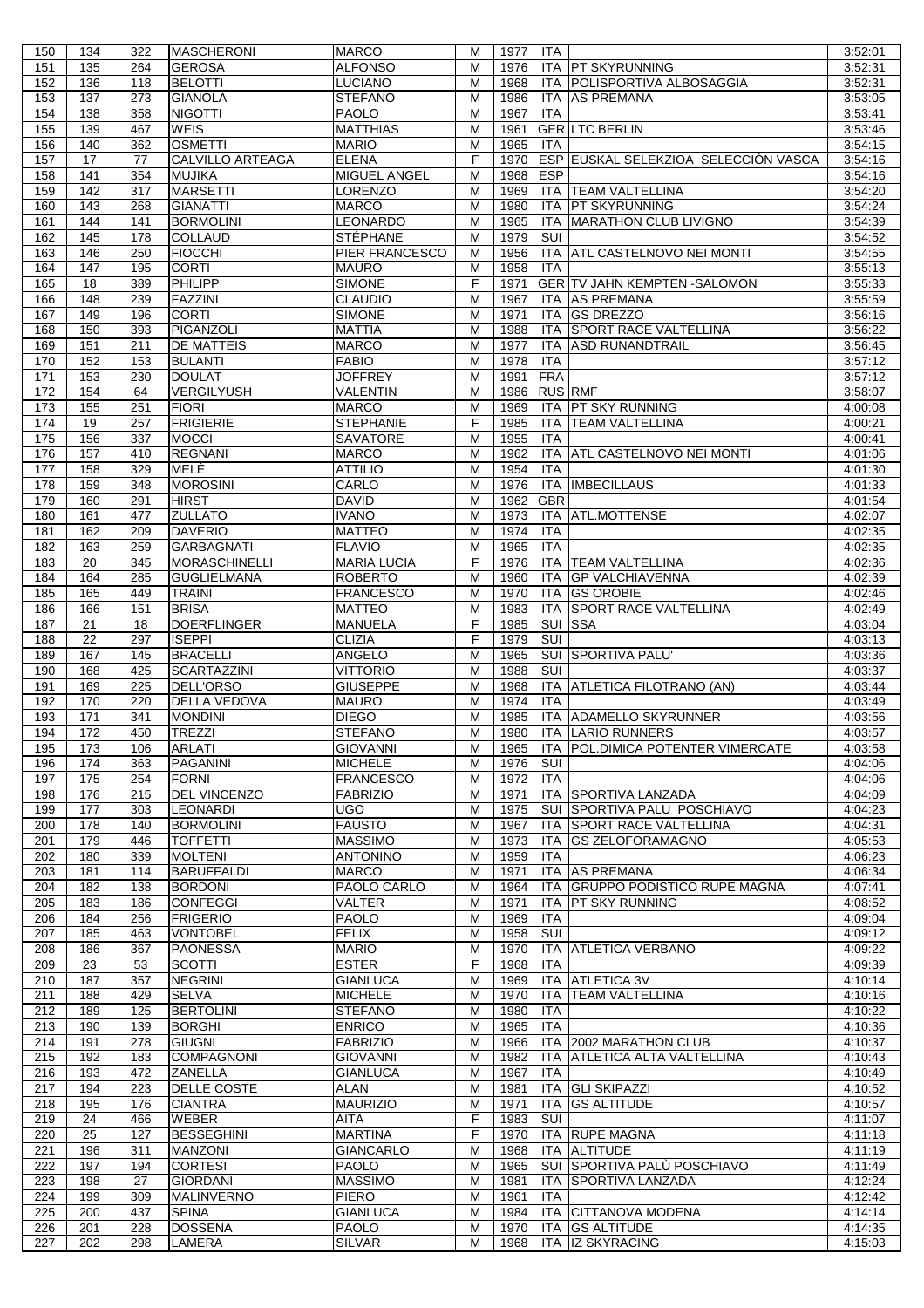| 150 | 134 | 322 | MASCHERONI | MARCO | M | 1977 | ITA | | 3:52:01 |
|---|---|---|---|---|---|---|---|---|---|
| 151 | 135 | 264 | GEROSA | ALFONSO | M | 1976 | ITA | PT SKYRUNNING | 3:52:31 |
| 152 | 136 | 118 | BELOTTI | LUCIANO | M | 1968 | ITA | POLISPORTIVA ALBOSAGGIA | 3:52:31 |
| 153 | 137 | 273 | GIANOLA | STEFANO | M | 1986 | ITA | AS PREMANA | 3:53:05 |
| 154 | 138 | 358 | NIGOTTI | PAOLO | M | 1967 | ITA | | 3:53:41 |
| 155 | 139 | 467 | WEIS | MATTHIAS | M | 1961 | GER | LTC BERLIN | 3:53:46 |
| 156 | 140 | 362 | OSMETTI | MARIO | M | 1965 | ITA | | 3:54:15 |
| 157 | 17 | 77 | CALVILLO ARTEAGA | ELENA | F | 1970 | ESP | EUSKAL SELEKZIOA SELECCIÓN VASCA | 3:54:16 |
| 158 | 141 | 354 | MUJIKA | MIGUEL ANGEL | M | 1968 | ESP | | 3:54:16 |
| 159 | 142 | 317 | MARSETTI | LORENZO | M | 1969 | ITA | TEAM VALTELLINA | 3:54:20 |
| 160 | 143 | 268 | GIANATTI | MARCO | M | 1980 | ITA | PT SKYRUNNING | 3:54:24 |
| 161 | 144 | 141 | BORMOLINI | LEONARDO | M | 1965 | ITA | MARATHON CLUB LIVIGNO | 3:54:39 |
| 162 | 145 | 178 | COLLAUD | STÉPHANE | M | 1979 | SUI | | 3:54:52 |
| 163 | 146 | 250 | FIOCCHI | PIER FRANCESCO | M | 1956 | ITA | ATL CASTELNOVO NEI MONTI | 3:54:55 |
| 164 | 147 | 195 | CORTI | MAURO | M | 1958 | ITA | | 3:55:13 |
| 165 | 18 | 389 | PHILIPP | SIMONE | F | 1971 | GER | TV JAHN KEMPTEN -SALOMON | 3:55:33 |
| 166 | 148 | 239 | FAZZINI | CLAUDIO | M | 1967 | ITA | AS PREMANA | 3:55:59 |
| 167 | 149 | 196 | CORTI | SIMONE | M | 1971 | ITA | GS DREZZO | 3:56:16 |
| 168 | 150 | 393 | PIGANZOLI | MATTIA | M | 1988 | ITA | SPORT RACE VALTELLINA | 3:56:22 |
| 169 | 151 | 211 | DE MATTEIS | MARCO | M | 1977 | ITA | ASD RUNANDTRAIL | 3:56:45 |
| 170 | 152 | 153 | BULANTI | FABIO | M | 1978 | ITA | | 3:57:12 |
| 171 | 153 | 230 | DOULAT | JOFFREY | M | 1991 | FRA | | 3:57:12 |
| 172 | 154 | 64 | VERGILYUSH | VALENTIN | M | 1986 | RUS | RMF | 3:58:07 |
| 173 | 155 | 251 | FIORI | MARCO | M | 1969 | ITA | PT SKY RUNNING | 4:00:08 |
| 174 | 19 | 257 | FRIGIERIE | STEPHANIE | F | 1985 | ITA | TEAM VALTELLINA | 4:00:21 |
| 175 | 156 | 337 | MOCCI | SAVATORE | M | 1955 | ITA | | 4:00:41 |
| 176 | 157 | 410 | REGNANI | MARCO | M | 1962 | ITA | ATL CASTELNOVO NEI MONTI | 4:01:06 |
| 177 | 158 | 329 | MELÈ | ATTILIO | M | 1954 | ITA | | 4:01:30 |
| 178 | 159 | 348 | MOROSINI | CARLO | M | 1976 | ITA | IMBECILLAUS | 4:01:33 |
| 179 | 160 | 291 | HIRST | DAVID | M | 1962 | GBR | | 4:01:54 |
| 180 | 161 | 477 | ZULLATO | IVANO | M | 1973 | ITA | ATL.MOTTENSE | 4:02:07 |
| 181 | 162 | 209 | DAVERIO | MATTEO | M | 1974 | ITA | | 4:02:35 |
| 182 | 163 | 259 | GARBAGNATI | FLAVIO | M | 1965 | ITA | | 4:02:35 |
| 183 | 20 | 345 | MORASCHINELLI | MARIA LUCIA | F | 1976 | ITA | TEAM VALTELLINA | 4:02:36 |
| 184 | 164 | 285 | GUGLIELMANA | ROBERTO | M | 1960 | ITA | GP VALCHIAVENNA | 4:02:39 |
| 185 | 165 | 449 | TRAINI | FRANCESCO | M | 1970 | ITA | GS OROBIE | 4:02:46 |
| 186 | 166 | 151 | BRISA | MATTEO | M | 1983 | ITA | SPORT RACE VALTELLINA | 4:02:49 |
| 187 | 21 | 18 | DOERFLINGER | MANUELA | F | 1985 | SUI | SSA | 4:03:04 |
| 188 | 22 | 297 | ISEPPI | CLIZIA | F | 1979 | SUI | | 4:03:13 |
| 189 | 167 | 145 | BRACELLI | ANGELO | M | 1965 | SUI | SPORTIVA PALU' | 4:03:36 |
| 190 | 168 | 425 | SCARTAZZINI | VITTORIO | M | 1988 | SUI | | 4:03:37 |
| 191 | 169 | 225 | DELL'ORSO | GIUSEPPE | M | 1968 | ITA | ATLETICA FILOTRANO (AN) | 4:03:44 |
| 192 | 170 | 220 | DELLA VEDOVA | MAURO | M | 1974 | ITA | | 4:03:49 |
| 193 | 171 | 341 | MONDINI | DIEGO | M | 1985 | ITA | ADAMELLO SKYRUNNER | 4:03:56 |
| 194 | 172 | 450 | TREZZI | STEFANO | M | 1980 | ITA | LARIO RUNNERS | 4:03:57 |
| 195 | 173 | 106 | ARLATI | GIOVANNI | M | 1965 | ITA | POL.DIMICA POTENTER VIMERCATE | 4:03:58 |
| 196 | 174 | 363 | PAGANINI | MICHELE | M | 1976 | SUI | | 4:04:06 |
| 197 | 175 | 254 | FORNI | FRANCESCO | M | 1972 | ITA | | 4:04:06 |
| 198 | 176 | 215 | DEL VINCENZO | FABRIZIO | M | 1971 | ITA | SPORTIVA LANZADA | 4:04:09 |
| 199 | 177 | 303 | LEONARDI | UGO | M | 1975 | SUI | SPORTIVA PALU POSCHIAVO | 4:04:23 |
| 200 | 178 | 140 | BORMOLINI | FAUSTO | M | 1967 | ITA | SPORT RACE VALTELLINA | 4:04:31 |
| 201 | 179 | 446 | TOFFETTI | MASSIMO | M | 1973 | ITA | GS ZELOFORAMAGNO | 4:05:53 |
| 202 | 180 | 339 | MOLTENI | ANTONINO | M | 1959 | ITA | | 4:06:23 |
| 203 | 181 | 114 | BARUFFALDI | MARCO | M | 1971 | ITA | AS PREMANA | 4:06:34 |
| 204 | 182 | 138 | BORDONI | PAOLO CARLO | M | 1964 | ITA | GRUPPO PODISTICO RUPE MAGNA | 4:07:41 |
| 205 | 183 | 186 | CONFEGGI | VALTER | M | 1971 | ITA | PT SKY RUNNING | 4:08:52 |
| 206 | 184 | 256 | FRIGERIO | PAOLO | M | 1969 | ITA | | 4:09:04 |
| 207 | 185 | 463 | VONTOBEL | FELIX | M | 1958 | SUI | | 4:09:12 |
| 208 | 186 | 367 | PAONESSA | MARIO | M | 1970 | ITA | ATLETICA VERBANO | 4:09:22 |
| 209 | 23 | 53 | SCOTTI | ESTER | F | 1968 | ITA | | 4:09:39 |
| 210 | 187 | 357 | NEGRINI | GIANLUCA | M | 1969 | ITA | ATLETICA 3V | 4:10:14 |
| 211 | 188 | 429 | SELVA | MICHELE | M | 1970 | ITA | TEAM VALTELLINA | 4:10:16 |
| 212 | 189 | 125 | BERTOLINI | STEFANO | M | 1980 | ITA | | 4:10:22 |
| 213 | 190 | 139 | BORGHI | ENRICO | M | 1965 | ITA | | 4:10:36 |
| 214 | 191 | 278 | GIUGNI | FABRIZIO | M | 1966 | ITA | 2002 MARATHON CLUB | 4:10:37 |
| 215 | 192 | 183 | COMPAGNONI | GIOVANNI | M | 1982 | ITA | ATLETICA ALTA VALTELLINA | 4:10:43 |
| 216 | 193 | 472 | ZANELLA | GIANLUCA | M | 1967 | ITA | | 4:10:49 |
| 217 | 194 | 223 | DELLE COSTE | ALAN | M | 1981 | ITA | GLI SKIPAZZI | 4:10:52 |
| 218 | 195 | 176 | CIANTRA | MAURIZIO | M | 1971 | ITA | GS ALTITUDE | 4:10:57 |
| 219 | 24 | 466 | WEBER | AITA | F | 1983 | SUI | | 4:11:07 |
| 220 | 25 | 127 | BESSEGHINI | MARTINA | F | 1970 | ITA | RUPE MAGNA | 4:11:18 |
| 221 | 196 | 311 | MANZONI | GIANCARLO | M | 1968 | ITA | ALTITUDE | 4:11:19 |
| 222 | 197 | 194 | CORTESI | PAOLO | M | 1965 | SUI | SPORTIVA PALÙ POSCHIAVO | 4:11:49 |
| 223 | 198 | 27 | GIORDANI | MASSIMO | M | 1981 | ITA | SPORTIVA LANZADA | 4:12:24 |
| 224 | 199 | 309 | MALINVERNO | PIERO | M | 1961 | ITA | | 4:12:42 |
| 225 | 200 | 437 | SPINA | GIANLUCA | M | 1984 | ITA | CITTANOVA MODENA | 4:14:14 |
| 226 | 201 | 228 | DOSSENA | PAOLO | M | 1970 | ITA | GS ALTITUDE | 4:14:35 |
| 227 | 202 | 298 | LAMERA | SILVAR | M | 1968 | ITA | IZ SKYRACING | 4:15:03 |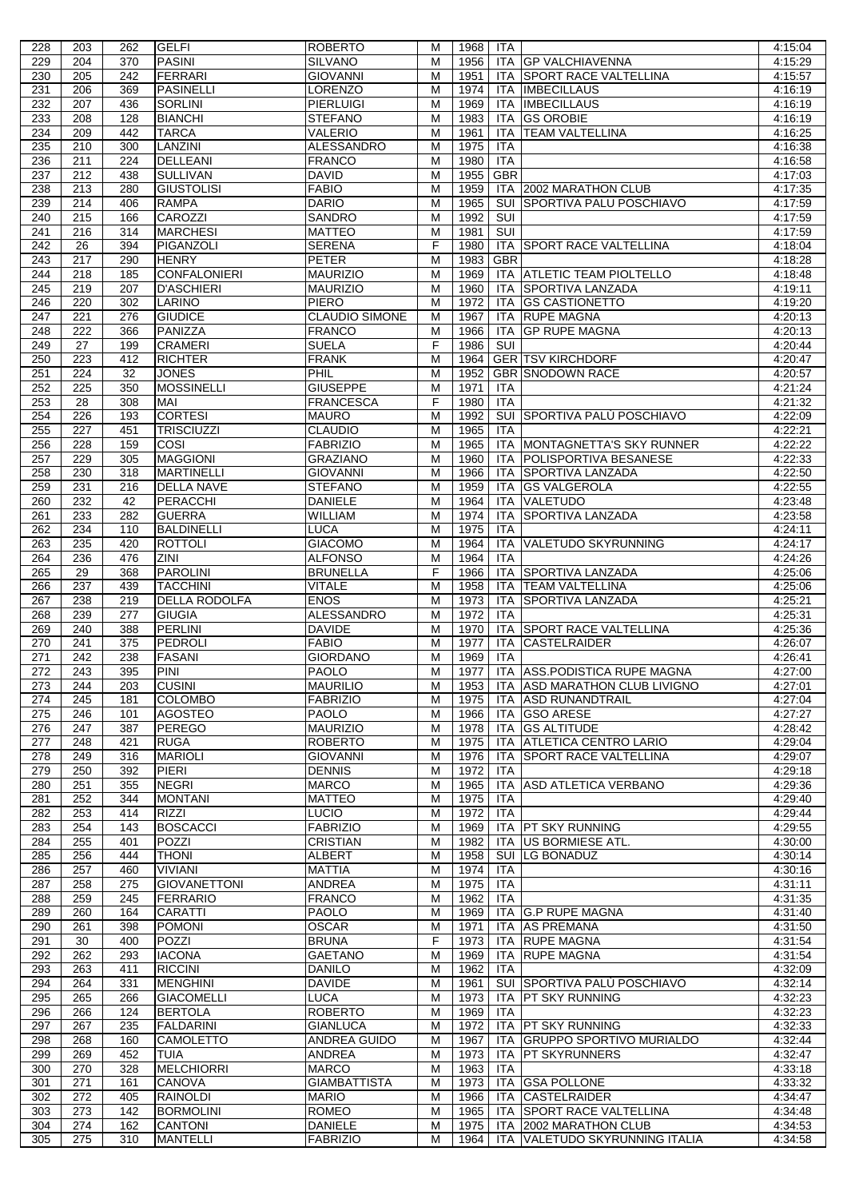| 228 | 203 | 262 | GELFI | ROBERTO | M | 1968 | ITA | | 4:15:04 |
|---|---|---|---|---|---|---|---|---|---|
| 229 | 204 | 370 | PASINI | SILVANO | M | 1956 | ITA | GP VALCHIAVENNA | 4:15:29 |
| 230 | 205 | 242 | FERRARI | GIOVANNI | M | 1951 | ITA | SPORT RACE VALTELLINA | 4:15:57 |
| 231 | 206 | 369 | PASINELLI | LORENZO | M | 1974 | ITA | IMBECILLAUS | 4:16:19 |
| 232 | 207 | 436 | SORLINI | PIERLUIGI | M | 1969 | ITA | IMBECILLAUS | 4:16:19 |
| 233 | 208 | 128 | BIANCHI | STEFANO | M | 1983 | ITA | GS OROBIE | 4:16:19 |
| 234 | 209 | 442 | TARCA | VALERIO | M | 1961 | ITA | TEAM VALTELLINA | 4:16:25 |
| 235 | 210 | 300 | LANZINI | ALESSANDRO | M | 1975 | ITA | | 4:16:38 |
| 236 | 211 | 224 | DELLEANI | FRANCO | M | 1980 | ITA | | 4:16:58 |
| 237 | 212 | 438 | SULLIVAN | DAVID | M | 1955 | GBR | | 4:17:03 |
| 238 | 213 | 280 | GIUSTOLISI | FABIO | M | 1959 | ITA | 2002 MARATHON CLUB | 4:17:35 |
| 239 | 214 | 406 | RAMPA | DARIO | M | 1965 | SUI | SPORTIVA PALU POSCHIAVO | 4:17:59 |
| 240 | 215 | 166 | CAROZZI | SANDRO | M | 1992 | SUI | | 4:17:59 |
| 241 | 216 | 314 | MARCHESI | MATTEO | M | 1981 | SUI | | 4:17:59 |
| 242 | 26 | 394 | PIGANZOLI | SERENA | F | 1980 | ITA | SPORT RACE VALTELLINA | 4:18:04 |
| 243 | 217 | 290 | HENRY | PETER | M | 1983 | GBR | | 4:18:28 |
| 244 | 218 | 185 | CONFALONIERI | MAURIZIO | M | 1969 | ITA | ATLETIC TEAM PIOLTELLO | 4:18:48 |
| 245 | 219 | 207 | D'ASCHIERI | MAURIZIO | M | 1960 | ITA | SPORTIVA LANZADA | 4:19:11 |
| 246 | 220 | 302 | LARINO | PIERO | M | 1972 | ITA | GS CASTIONETTO | 4:19:20 |
| 247 | 221 | 276 | GIUDICE | CLAUDIO SIMONE | M | 1967 | ITA | RUPE MAGNA | 4:20:13 |
| 248 | 222 | 366 | PANIZZA | FRANCO | M | 1966 | ITA | GP RUPE MAGNA | 4:20:13 |
| 249 | 27 | 199 | CRAMERI | SUELA | F | 1986 | SUI | | 4:20:44 |
| 250 | 223 | 412 | RICHTER | FRANK | M | 1964 | GER | TSV KIRCHDORF | 4:20:47 |
| 251 | 224 | 32 | JONES | PHIL | M | 1952 | GBR | SNODOWN RACE | 4:20:57 |
| 252 | 225 | 350 | MOSSINELLI | GIUSEPPE | M | 1971 | ITA | | 4:21:24 |
| 253 | 28 | 308 | MAI | FRANCESCA | F | 1980 | ITA | | 4:21:32 |
| 254 | 226 | 193 | CORTESI | MAURO | M | 1992 | SUI | SPORTIVA PALÙ POSCHIAVO | 4:22:09 |
| 255 | 227 | 451 | TRISCIUZZI | CLAUDIO | M | 1965 | ITA | | 4:22:21 |
| 256 | 228 | 159 | COSI | FABRIZIO | M | 1965 | ITA | MONTAGNETTA'S SKY RUNNER | 4:22:22 |
| 257 | 229 | 305 | MAGGIONI | GRAZIANO | M | 1960 | ITA | POLISPORTIVA BESANESE | 4:22:33 |
| 258 | 230 | 318 | MARTINELLI | GIOVANNI | M | 1966 | ITA | SPORTIVA LANZADA | 4:22:50 |
| 259 | 231 | 216 | DELLA NAVE | STEFANO | M | 1959 | ITA | GS VALGEROLA | 4:22:55 |
| 260 | 232 | 42 | PERACCHI | DANIELE | M | 1964 | ITA | VALETUDO | 4:23:48 |
| 261 | 233 | 282 | GUERRA | WILLIAM | M | 1974 | ITA | SPORTIVA LANZADA | 4:23:58 |
| 262 | 234 | 110 | BALDINELLI | LUCA | M | 1975 | ITA | | 4:24:11 |
| 263 | 235 | 420 | ROTTOLI | GIACOMO | M | 1964 | ITA | VALETUDO SKYRUNNING | 4:24:17 |
| 264 | 236 | 476 | ZINI | ALFONSO | M | 1964 | ITA | | 4:24:26 |
| 265 | 29 | 368 | PAROLINI | BRUNELLA | F | 1966 | ITA | SPORTIVA LANZADA | 4:25:06 |
| 266 | 237 | 439 | TACCHINI | VITALE | M | 1958 | ITA | TEAM VALTELLINA | 4:25:06 |
| 267 | 238 | 219 | DELLA RODOLFA | ENOS | M | 1973 | ITA | SPORTIVA LANZADA | 4:25:21 |
| 268 | 239 | 277 | GIUGIA | ALESSANDRO | M | 1972 | ITA | | 4:25:31 |
| 269 | 240 | 388 | PERLINI | DAVIDE | M | 1970 | ITA | SPORT RACE VALTELLINA | 4:25:36 |
| 270 | 241 | 375 | PEDROLI | FABIO | M | 1977 | ITA | CASTELRAIDER | 4:26:07 |
| 271 | 242 | 238 | FASANI | GIORDANO | M | 1969 | ITA | | 4:26:41 |
| 272 | 243 | 395 | PINI | PAOLO | M | 1977 | ITA | ASS.PODISTICA RUPE MAGNA | 4:27:00 |
| 273 | 244 | 203 | CUSINI | MAURILIO | M | 1953 | ITA | ASD MARATHON CLUB LIVIGNO | 4:27:01 |
| 274 | 245 | 181 | COLOMBO | FABRIZIO | M | 1975 | ITA | ASD RUNANDTRAIL | 4:27:04 |
| 275 | 246 | 101 | AGOSTEO | PAOLO | M | 1966 | ITA | GSO ARESE | 4:27:27 |
| 276 | 247 | 387 | PEREGO | MAURIZIO | M | 1978 | ITA | GS ALTITUDE | 4:28:42 |
| 277 | 248 | 421 | RUGA | ROBERTO | M | 1975 | ITA | ATLETICA CENTRO LARIO | 4:29:04 |
| 278 | 249 | 316 | MARIOLI | GIOVANNI | M | 1976 | ITA | SPORT RACE VALTELLINA | 4:29:07 |
| 279 | 250 | 392 | PIERI | DENNIS | M | 1972 | ITA | | 4:29:18 |
| 280 | 251 | 355 | NEGRI | MARCO | M | 1965 | ITA | ASD ATLETICA VERBANO | 4:29:36 |
| 281 | 252 | 344 | MONTANI | MATTEO | M | 1975 | ITA | | 4:29:40 |
| 282 | 253 | 414 | RIZZI | LUCIO | M | 1972 | ITA | | 4:29:44 |
| 283 | 254 | 143 | BOSCACCI | FABRIZIO | M | 1969 | ITA | PT SKY RUNNING | 4:29:55 |
| 284 | 255 | 401 | POZZI | CRISTIAN | M | 1982 | ITA | US BORMIESE ATL. | 4:30:00 |
| 285 | 256 | 444 | THONI | ALBERT | M | 1958 | SUI | LG BONADUZ | 4:30:14 |
| 286 | 257 | 460 | VIVIANI | MATTIA | M | 1974 | ITA | | 4:30:16 |
| 287 | 258 | 275 | GIOVANETTONI | ANDREA | M | 1975 | ITA | | 4:31:11 |
| 288 | 259 | 245 | FERRARIO | FRANCO | M | 1962 | ITA | | 4:31:35 |
| 289 | 260 | 164 | CARATTI | PAOLO | M | 1969 | ITA | G.P RUPE MAGNA | 4:31:40 |
| 290 | 261 | 398 | POMONI | OSCAR | M | 1971 | ITA | AS PREMANA | 4:31:50 |
| 291 | 30 | 400 | POZZI | BRUNA | F | 1973 | ITA | RUPE MAGNA | 4:31:54 |
| 292 | 262 | 293 | IACONA | GAETANO | M | 1969 | ITA | RUPE MAGNA | 4:31:54 |
| 293 | 263 | 411 | RICCINI | DANILO | M | 1962 | ITA | | 4:32:09 |
| 294 | 264 | 331 | MENGHINI | DAVIDE | M | 1961 | SUI | SPORTIVA PALÙ POSCHIAVO | 4:32:14 |
| 295 | 265 | 266 | GIACOMELLI | LUCA | M | 1973 | ITA | PT SKY RUNNING | 4:32:23 |
| 296 | 266 | 124 | BERTOLA | ROBERTO | M | 1969 | ITA | | 4:32:23 |
| 297 | 267 | 235 | FALDARINI | GIANLUCA | M | 1972 | ITA | PT SKY RUNNING | 4:32:33 |
| 298 | 268 | 160 | CAMOLETTO | ANDREA GUIDO | M | 1967 | ITA | GRUPPO SPORTIVO MURIALDO | 4:32:44 |
| 299 | 269 | 452 | TUIA | ANDREA | M | 1973 | ITA | PT SKYRUNNERS | 4:32:47 |
| 300 | 270 | 328 | MELCHIORRI | MARCO | M | 1963 | ITA | | 4:33:18 |
| 301 | 271 | 161 | CANOVA | GIAMBATTISTA | M | 1973 | ITA | GSA POLLONE | 4:33:32 |
| 302 | 272 | 405 | RAINOLDI | MARIO | M | 1966 | ITA | CASTELRAIDER | 4:34:47 |
| 303 | 273 | 142 | BORMOLINI | ROMEO | M | 1965 | ITA | SPORT RACE VALTELLINA | 4:34:48 |
| 304 | 274 | 162 | CANTONI | DANIELE | M | 1975 | ITA | 2002 MARATHON CLUB | 4:34:53 |
| 305 | 275 | 310 | MANTELLI | FABRIZIO | M | 1964 | ITA | VALETUDO SKYRUNNING ITALIA | 4:34:58 |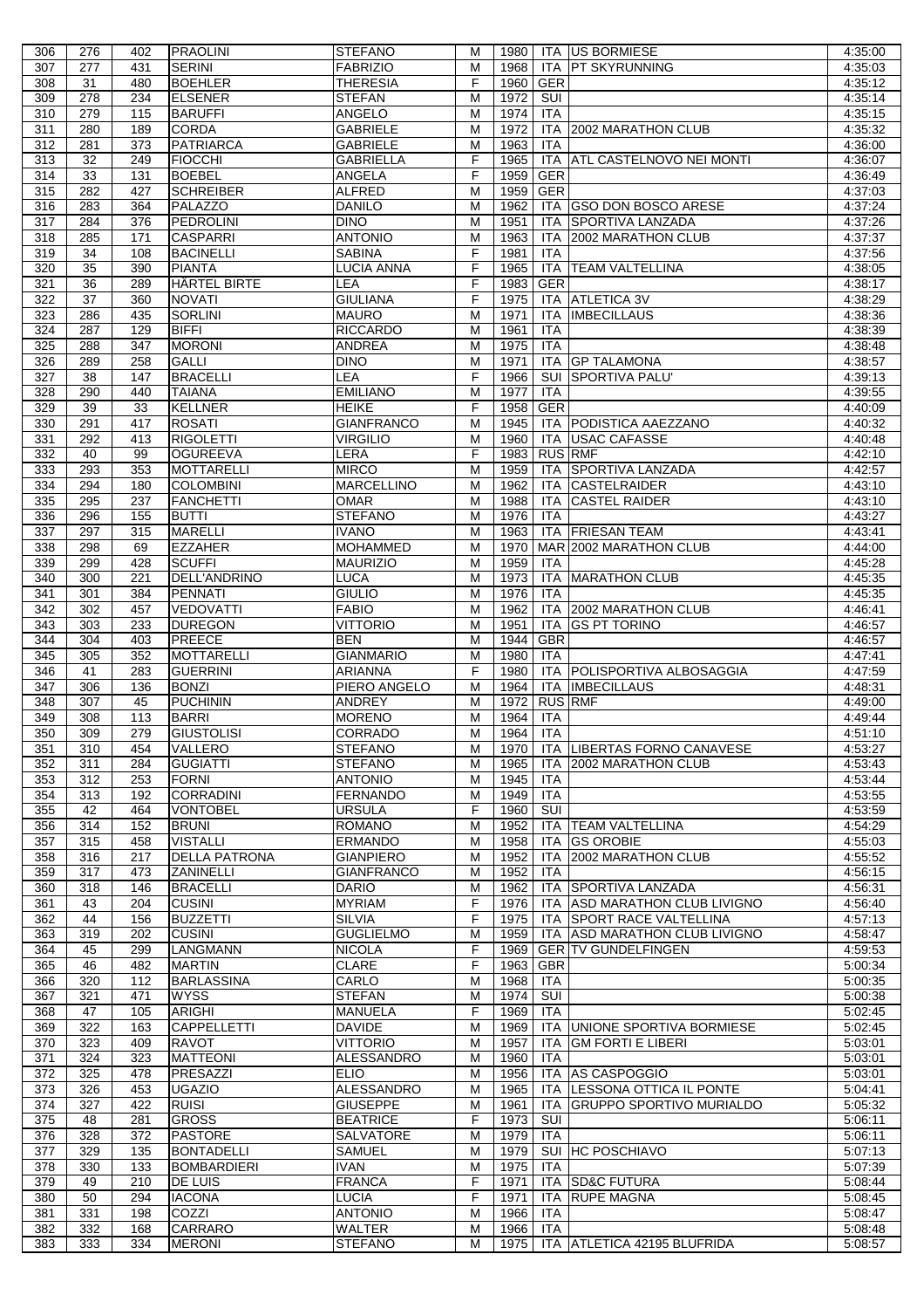| 306 | 276 | 402 | PRAOLINI | STEFANO | M | 1980 | ITA | US BORMIESE | 4:35:00 |
|---|---|---|---|---|---|---|---|---|---|
| 307 | 277 | 431 | SERINI | FABRIZIO | M | 1968 | ITA | PT SKYRUNNING | 4:35:03 |
| 308 | 31 | 480 | BOEHLER | THERESIA | F | 1960 | GER | | 4:35:12 |
| 309 | 278 | 234 | ELSENER | STEFAN | M | 1972 | SUI | | 4:35:14 |
| 310 | 279 | 115 | BARUFFI | ANGELO | M | 1974 | ITA | | 4:35:15 |
| 311 | 280 | 189 | CORDA | GABRIELE | M | 1972 | ITA | 2002 MARATHON CLUB | 4:35:32 |
| 312 | 281 | 373 | PATRIARCA | GABRIELE | M | 1963 | ITA | | 4:36:00 |
| 313 | 32 | 249 | FIOCCHI | GABRIELLA | F | 1965 | ITA | ATL CASTELNOVO NEI MONTI | 4:36:07 |
| 314 | 33 | 131 | BOEBEL | ANGELA | F | 1959 | GER | | 4:36:49 |
| 315 | 282 | 427 | SCHREIBER | ALFRED | M | 1959 | GER | | 4:37:03 |
| 316 | 283 | 364 | PALAZZO | DANILO | M | 1962 | ITA | GSO DON BOSCO ARESE | 4:37:24 |
| 317 | 284 | 376 | PEDROLINI | DINO | M | 1951 | ITA | SPORTIVA LANZADA | 4:37:26 |
| 318 | 285 | 171 | CASPARRI | ANTONIO | M | 1963 | ITA | 2002 MARATHON CLUB | 4:37:37 |
| 319 | 34 | 108 | BACINELLI | SABINA | F | 1981 | ITA | | 4:37:56 |
| 320 | 35 | 390 | PIANTA | LUCIA ANNA | F | 1965 | ITA | TEAM VALTELLINA | 4:38:05 |
| 321 | 36 | 289 | HÄRTEL BIRTE | LEA | F | 1983 | GER | | 4:38:17 |
| 322 | 37 | 360 | NOVATI | GIULIANA | F | 1975 | ITA | ATLETICA 3V | 4:38:29 |
| 323 | 286 | 435 | SORLINI | MAURO | M | 1971 | ITA | IMBECILLAUS | 4:38:36 |
| 324 | 287 | 129 | BIFFI | RICCARDO | M | 1961 | ITA | | 4:38:39 |
| 325 | 288 | 347 | MORONI | ANDREA | M | 1975 | ITA | | 4:38:48 |
| 326 | 289 | 258 | GALLI | DINO | M | 1971 | ITA | GP TALAMONA | 4:38:57 |
| 327 | 38 | 147 | BRACELLI | LEA | F | 1966 | SUI | SPORTIVA PALU' | 4:39:13 |
| 328 | 290 | 440 | TAIANA | EMILIANO | M | 1977 | ITA | | 4:39:55 |
| 329 | 39 | 33 | KELLNER | HEIKE | F | 1958 | GER | | 4:40:09 |
| 330 | 291 | 417 | ROSATI | GIANFRANCO | M | 1945 | ITA | PODISTICA AAEZZANO | 4:40:32 |
| 331 | 292 | 413 | RIGOLETTI | VIRGILIO | M | 1960 | ITA | USAC CAFASSE | 4:40:48 |
| 332 | 40 | 99 | OGUREEVA | LERA | F | 1983 | RUS | RMF | 4:42:10 |
| 333 | 293 | 353 | MOTTARELLI | MIRCO | M | 1959 | ITA | SPORTIVA LANZADA | 4:42:57 |
| 334 | 294 | 180 | COLOMBINI | MARCELLINO | M | 1962 | ITA | CASTELRAIDER | 4:43:10 |
| 335 | 295 | 237 | FANCHETTI | OMAR | M | 1988 | ITA | CASTEL RAIDER | 4:43:10 |
| 336 | 296 | 155 | BUTTI | STEFANO | M | 1976 | ITA | | 4:43:27 |
| 337 | 297 | 315 | MARELLI | IVANO | M | 1963 | ITA | FRIESAN TEAM | 4:43:41 |
| 338 | 298 | 69 | EZZAHER | MOHAMMED | M | 1970 | MAR | 2002 MARATHON CLUB | 4:44:00 |
| 339 | 299 | 428 | SCUFFI | MAURIZIO | M | 1959 | ITA | | 4:45:28 |
| 340 | 300 | 221 | DELL'ANDRINO | LUCA | M | 1973 | ITA | MARATHON CLUB | 4:45:35 |
| 341 | 301 | 384 | PENNATI | GIULIO | M | 1976 | ITA | | 4:45:35 |
| 342 | 302 | 457 | VEDOVATTI | FABIO | M | 1962 | ITA | 2002 MARATHON CLUB | 4:46:41 |
| 343 | 303 | 233 | DUREGON | VITTORIO | M | 1951 | ITA | GS PT TORINO | 4:46:57 |
| 344 | 304 | 403 | PREECE | BEN | M | 1944 | GBR | | 4:46:57 |
| 345 | 305 | 352 | MOTTARELLI | GIANMARIO | M | 1980 | ITA | | 4:47:41 |
| 346 | 41 | 283 | GUERRINI | ARIANNA | F | 1980 | ITA | POLISPORTIVA ALBOSAGGIA | 4:47:59 |
| 347 | 306 | 136 | BONZI | PIERO ANGELO | M | 1964 | ITA | IMBECILLAUS | 4:48:31 |
| 348 | 307 | 45 | PUCHININ | ANDREY | M | 1972 | RUS | RMF | 4:49:00 |
| 349 | 308 | 113 | BARRI | MORENO | M | 1964 | ITA | | 4:49:44 |
| 350 | 309 | 279 | GIUSTOLISI | CORRADO | M | 1964 | ITA | | 4:51:10 |
| 351 | 310 | 454 | VALLERO | STEFANO | M | 1970 | ITA | LIBERTAS FORNO CANAVESE | 4:53:27 |
| 352 | 311 | 284 | GUGIATTI | STEFANO | M | 1965 | ITA | 2002 MARATHON CLUB | 4:53:43 |
| 353 | 312 | 253 | FORNI | ANTONIO | M | 1945 | ITA | | 4:53:44 |
| 354 | 313 | 192 | CORRADINI | FERNANDO | M | 1949 | ITA | | 4:53:55 |
| 355 | 42 | 464 | VONTOBEL | URSULA | F | 1960 | SUI | | 4:53:59 |
| 356 | 314 | 152 | BRUNI | ROMANO | M | 1952 | ITA | TEAM VALTELLINA | 4:54:29 |
| 357 | 315 | 458 | VISTALLI | ERMANDO | M | 1958 | ITA | GS OROBIE | 4:55:03 |
| 358 | 316 | 217 | DELLA PATRONA | GIANPIERO | M | 1952 | ITA | 2002 MARATHON CLUB | 4:55:52 |
| 359 | 317 | 473 | ZANINELLI | GIANFRANCO | M | 1952 | ITA | | 4:56:15 |
| 360 | 318 | 146 | BRACELLI | DARIO | M | 1962 | ITA | SPORTIVA LANZADA | 4:56:31 |
| 361 | 43 | 204 | CUSINI | MYRIAM | F | 1976 | ITA | ASD MARATHON CLUB LIVIGNO | 4:56:40 |
| 362 | 44 | 156 | BUZZETTI | SILVIA | F | 1975 | ITA | SPORT RACE VALTELLINA | 4:57:13 |
| 363 | 319 | 202 | CUSINI | GUGLIELMO | M | 1959 | ITA | ASD MARATHON CLUB LIVIGNO | 4:58:47 |
| 364 | 45 | 299 | LANGMANN | NICOLA | F | 1969 | GER | TV GUNDELFINGEN | 4:59:53 |
| 365 | 46 | 482 | MARTIN | CLARE | F | 1963 | GBR | | 5:00:34 |
| 366 | 320 | 112 | BARLASSINA | CARLO | M | 1968 | ITA | | 5:00:35 |
| 367 | 321 | 471 | WYSS | STEFAN | M | 1974 | SUI | | 5:00:38 |
| 368 | 47 | 105 | ARIGHI | MANUELA | F | 1969 | ITA | | 5:02:45 |
| 369 | 322 | 163 | CAPPELLETTI | DAVIDE | M | 1969 | ITA | UNIONE SPORTIVA BORMIESE | 5:02:45 |
| 370 | 323 | 409 | RAVOT | VITTORIO | M | 1957 | ITA | GM FORTI E LIBERI | 5:03:01 |
| 371 | 324 | 323 | MATTEONI | ALESSANDRO | M | 1960 | ITA | | 5:03:01 |
| 372 | 325 | 478 | PRESAZZI | ELIO | M | 1956 | ITA | AS CASPOGGIO | 5:03:01 |
| 373 | 326 | 453 | UGAZIO | ALESSANDRO | M | 1965 | ITA | LESSONA OTTICA IL PONTE | 5:04:41 |
| 374 | 327 | 422 | RUISI | GIUSEPPE | M | 1961 | ITA | GRUPPO SPORTIVO MURIALDO | 5:05:32 |
| 375 | 48 | 281 | GROSS | BEATRICE | F | 1973 | SUI | | 5:06:11 |
| 376 | 328 | 372 | PASTORE | SALVATORE | M | 1979 | ITA | | 5:06:11 |
| 377 | 329 | 135 | BONTADELLI | SAMUEL | M | 1979 | SUI | HC POSCHIAVO | 5:07:13 |
| 378 | 330 | 133 | BOMBARDIERI | IVAN | M | 1975 | ITA | | 5:07:39 |
| 379 | 49 | 210 | DE LUIS | FRANCA | F | 1971 | ITA | SD&C FUTURA | 5:08:44 |
| 380 | 50 | 294 | IACONA | LUCIA | F | 1971 | ITA | RUPE MAGNA | 5:08:45 |
| 381 | 331 | 198 | COZZI | ANTONIO | M | 1966 | ITA | | 5:08:47 |
| 382 | 332 | 168 | CARRARO | WALTER | M | 1966 | ITA | | 5:08:48 |
| 383 | 333 | 334 | MERONI | STEFANO | M | 1975 | ITA | ATLETICA 42195 BLUFRIDA | 5:08:57 |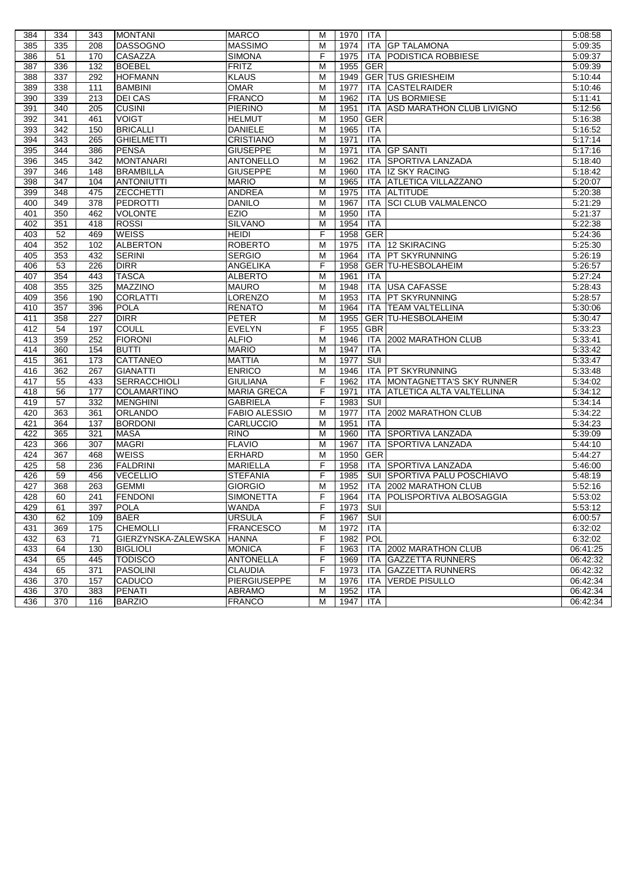| | | | | | | | | | |
|---|---|---|---|---|---|---|---|---|---|
| 384 | 334 | 343 | MONTANI | MARCO | M | 1970 | ITA | | 5:08:58 |
| 385 | 335 | 208 | DASSOGNO | MASSIMO | M | 1974 | ITA | GP TALAMONA | 5:09:35 |
| 386 | 51 | 170 | CASAZZA | SIMONA | F | 1975 | ITA | PODISTICA ROBBIESE | 5:09:37 |
| 387 | 336 | 132 | BOEBEL | FRITZ | M | 1955 | GER | | 5:09:39 |
| 388 | 337 | 292 | HOFMANN | KLAUS | M | 1949 | GER | TUS GRIESHEIM | 5:10:44 |
| 389 | 338 | 111 | BAMBINI | OMAR | M | 1977 | ITA | CASTELRAIDER | 5:10:46 |
| 390 | 339 | 213 | DEI CAS | FRANCO | M | 1962 | ITA | US BORMIESE | 5:11:41 |
| 391 | 340 | 205 | CUSINI | PIERINO | M | 1951 | ITA | ASD MARATHON CLUB LIVIGNO | 5:12:56 |
| 392 | 341 | 461 | VOIGT | HELMUT | M | 1950 | GER | | 5:16:38 |
| 393 | 342 | 150 | BRICALLI | DANIELE | M | 1965 | ITA | | 5:16:52 |
| 394 | 343 | 265 | GHIELMETTI | CRISTIANO | M | 1971 | ITA | | 5:17:14 |
| 395 | 344 | 386 | PENSA | GIUSEPPE | M | 1971 | ITA | GP SANTI | 5:17:16 |
| 396 | 345 | 342 | MONTANARI | ANTONELLO | M | 1962 | ITA | SPORTIVA LANZADA | 5:18:40 |
| 397 | 346 | 148 | BRAMBILLA | GIUSEPPE | M | 1960 | ITA | IZ SKY RACING | 5:18:42 |
| 398 | 347 | 104 | ANTONIUTTI | MARIO | M | 1965 | ITA | ATLETICA VILLAZZANO | 5:20:07 |
| 399 | 348 | 475 | ZECCHETTI | ANDREA | M | 1975 | ITA | ALTITUDE | 5:20:38 |
| 400 | 349 | 378 | PEDROTTI | DANILO | M | 1967 | ITA | SCI CLUB VALMALENCO | 5:21:29 |
| 401 | 350 | 462 | VOLONTE | EZIO | M | 1950 | ITA | | 5:21:37 |
| 402 | 351 | 418 | ROSSI | SILVANO | M | 1954 | ITA | | 5:22:38 |
| 403 | 52 | 469 | WEISS | HEIDI | F | 1958 | GER | | 5:24:36 |
| 404 | 352 | 102 | ALBERTON | ROBERTO | M | 1975 | ITA | 12 SKIRACING | 5:25:30 |
| 405 | 353 | 432 | SERINI | SERGIO | M | 1964 | ITA | PT SKYRUNNING | 5:26:19 |
| 406 | 53 | 226 | DIRR | ANGELIKA | F | 1958 | GER | TU-HESBOLAHEIM | 5:26:57 |
| 407 | 354 | 443 | TASCA | ALBERTO | M | 1961 | ITA | | 5:27:24 |
| 408 | 355 | 325 | MAZZINO | MAURO | M | 1948 | ITA | USA CAFASSE | 5:28:43 |
| 409 | 356 | 190 | CORLATTI | LORENZO | M | 1953 | ITA | PT SKYRUNNING | 5:28:57 |
| 410 | 357 | 396 | POLA | RENATO | M | 1964 | ITA | TEAM VALTELLINA | 5:30:06 |
| 411 | 358 | 227 | DIRR | PETER | M | 1955 | GER | TU-HESBOLAHEIM | 5:30:47 |
| 412 | 54 | 197 | COULL | EVELYN | F | 1955 | GBR | | 5:33:23 |
| 413 | 359 | 252 | FIORONI | ALFIO | M | 1946 | ITA | 2002 MARATHON CLUB | 5:33:41 |
| 414 | 360 | 154 | BUTTI | MARIO | M | 1947 | ITA | | 5:33:42 |
| 415 | 361 | 173 | CATTANEO | MATTIA | M | 1977 | SUI | | 5:33:47 |
| 416 | 362 | 267 | GIANATTI | ENRICO | M | 1946 | ITA | PT SKYRUNNING | 5:33:48 |
| 417 | 55 | 433 | SERRACCHIOLI | GIULIANA | F | 1962 | ITA | MONTAGNETTA'S SKY RUNNER | 5:34:02 |
| 418 | 56 | 177 | COLAMARTINO | MARIA GRECA | F | 1971 | ITA | ATLETICA ALTA VALTELLINA | 5:34:12 |
| 419 | 57 | 332 | MENGHINI | GABRIELA | F | 1983 | SUI | | 5:34:14 |
| 420 | 363 | 361 | ORLANDO | FABIO ALESSIO | M | 1977 | ITA | 2002 MARATHON CLUB | 5:34:22 |
| 421 | 364 | 137 | BORDONI | CARLUCCIO | M | 1951 | ITA | | 5:34:23 |
| 422 | 365 | 321 | MASA | RINO | M | 1960 | ITA | SPORTIVA LANZADA | 5:39:09 |
| 423 | 366 | 307 | MAGRI | FLAVIO | M | 1967 | ITA | SPORTIVA LANZADA | 5:44:10 |
| 424 | 367 | 468 | WEISS | ERHARD | M | 1950 | GER | | 5:44:27 |
| 425 | 58 | 236 | FALDRINI | MARIELLA | F | 1958 | ITA | SPORTIVA LANZADA | 5:46:00 |
| 426 | 59 | 456 | VECELLIO | STEFANIA | F | 1985 | SUI | SPORTIVA PALU POSCHIAVO | 5:48:19 |
| 427 | 368 | 263 | GEMMI | GIORGIO | M | 1952 | ITA | 2002 MARATHON CLUB | 5:52:16 |
| 428 | 60 | 241 | FENDONI | SIMONETTA | F | 1964 | ITA | POLISPORTIVA ALBOSAGGIA | 5:53:02 |
| 429 | 61 | 397 | POLA | WANDA | F | 1973 | SUI | | 5:53:12 |
| 430 | 62 | 109 | BAER | URSULA | F | 1967 | SUI | | 6:00:57 |
| 431 | 369 | 175 | CHEMOLLI | FRANCESCO | M | 1972 | ITA | | 6:32:02 |
| 432 | 63 | 71 | GIERZYNSKA-ZALEWSKA | HANNA | F | 1982 | POL | | 6:32:02 |
| 433 | 64 | 130 | BIGLIOLI | MONICA | F | 1963 | ITA | 2002 MARATHON CLUB | 06:41:25 |
| 434 | 65 | 445 | TODISCO | ANTONELLA | F | 1969 | ITA | GAZZETTA RUNNERS | 06:42:32 |
| 434 | 65 | 371 | PASOLINI | CLAUDIA | F | 1973 | ITA | GAZZETTA RUNNERS | 06:42:32 |
| 436 | 370 | 157 | CADUCO | PIERGIUSEPPE | M | 1976 | ITA | VERDE PISULLO | 06:42:34 |
| 436 | 370 | 383 | PENATI | ABRAMO | M | 1952 | ITA | | 06:42:34 |
| 436 | 370 | 116 | BARZIO | FRANCO | M | 1947 | ITA | | 06:42:34 |